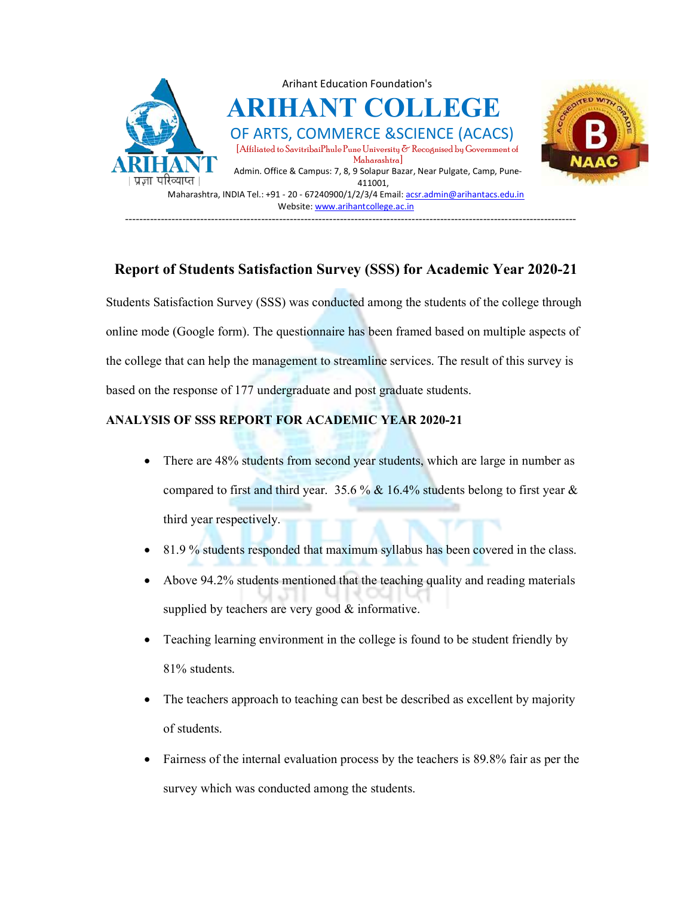Arihant Education Foundation's

# ARIHANT COLLEGE

## OF ARTS, COMMERCE &SCIENCE (ACACS)

[Affiliated to SavitribaiPhule Pune University & Recognised by Government of Maharashtra]

Admin. Office & Campus: 7, 8, 9 Solapur Bazar, Near Pulgate, Camp, Pune-411001,

Maharashtra, INDIA Tel.: +91 - 20 - 67240900/1/2/3/4 Email: acsr.admin@arihantacs.edu.in

Website: www.arihantcollege.ac.in

---

## Report of Students Satisfaction Survey (SSS) for Academic Year 2020-21

Students Satisfaction Survey (SSS) was conducted among the students of the college through online mode (Google form). The questionnaire has been framed based on multiple aspects of the college that can help the management to streamline services. The result of this survey is based on the response of 177 undergraduate and post graduate students.

**ANALYSIS OF SSS REPORT FOR ACADEMIC YEAR 2020-21**

- There are 48% students from second year students, which are large in number as compared to first and third year. 35.6 % & 16.4% students belong to first year & third year respectively.
- 81.9 % students responded that maximum syllabus has been covered in the class.
- Above 94.2% students mentioned that the teaching quality and reading materials supplied by teachers are very good & informative.
- Teaching learning environment in the college is found to be student friendly by 81% students.
- The teachers approach to teaching can best be described as excellent by majority of students.
- Fairness of the internal evaluation process by the teachers is 89.8% fair as per the survey which was conducted among the students.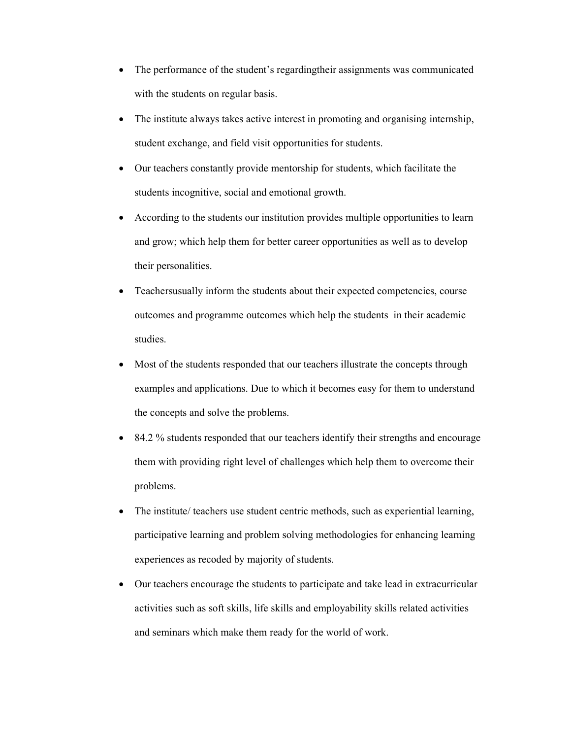- The performance of the student's regardingtheir assignments was communicated with the students on regular basis.
- The institute always takes active interest in promoting and organising internship, student exchange, and field visit opportunities for students.
- Our teachers constantly provide mentorship for students, which facilitate the students incognitive, social and emotional growth.
- According to the students our institution provides multiple opportunities to learn and grow; which help them for better career opportunities as well as to develop their personalities.
- Teachersusually inform the students about their expected competencies, course outcomes and programme outcomes which help the students in their academic studies.
- Most of the students responded that our teachers illustrate the concepts through examples and applications. Due to which it becomes easy for them to understand the concepts and solve the problems.
- 84.2 % students responded that our teachers identify their strengths and encourage them with providing right level of challenges which help them to overcome their problems.
- The institute/ teachers use student centric methods, such as experiential learning, participative learning and problem solving methodologies for enhancing learning experiences as recoded by majority of students.
- Our teachers encourage the students to participate and take lead in extracurricular activities such as soft skills, life skills and employability skills related activities and seminars which make them ready for the world of work.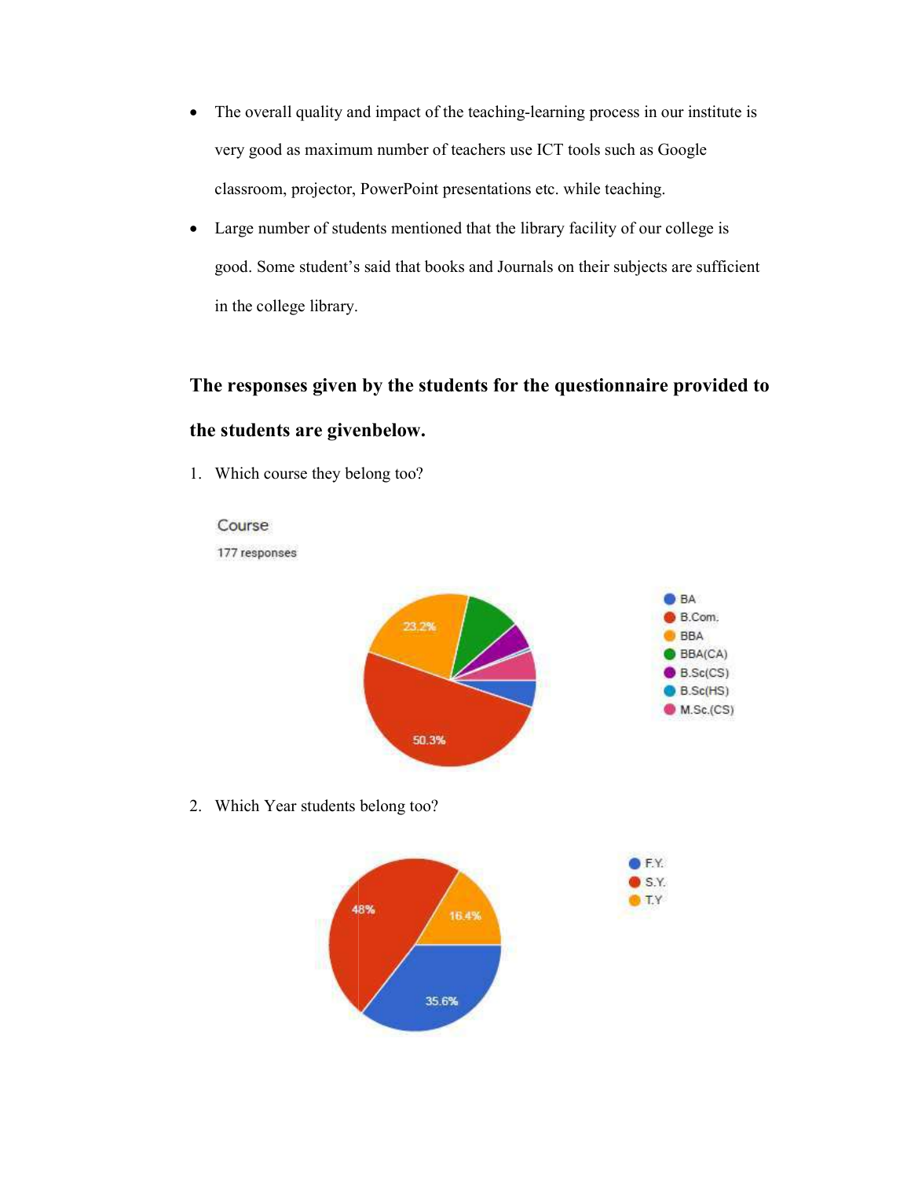- The overall quality and impact of the teaching-learning process in our institute is very good as maximum number of teachers use ICT tools such as Google classroom, projector, PowerPoint presentations etc. while teaching.
- Large number of students mentioned that the library facility of our college is good. Some student's said that books and Journals on their subjects are sufficient in the college library.

**The responses given by the students for the questionnaire provided to the students are givenbelow.**

1. Which course they belong too?

Course

177 responses

- BA
- B.Com. — 50.3%
- BBA — 23.2%
- BBA(CA)
- B.Sc(CS)
- B.Sc(HS)
- M.Sc.(CS)

2. Which Year students belong too?

- F.Y. — 35.6%
- S.Y. — 48%
- T.Y — 16.4%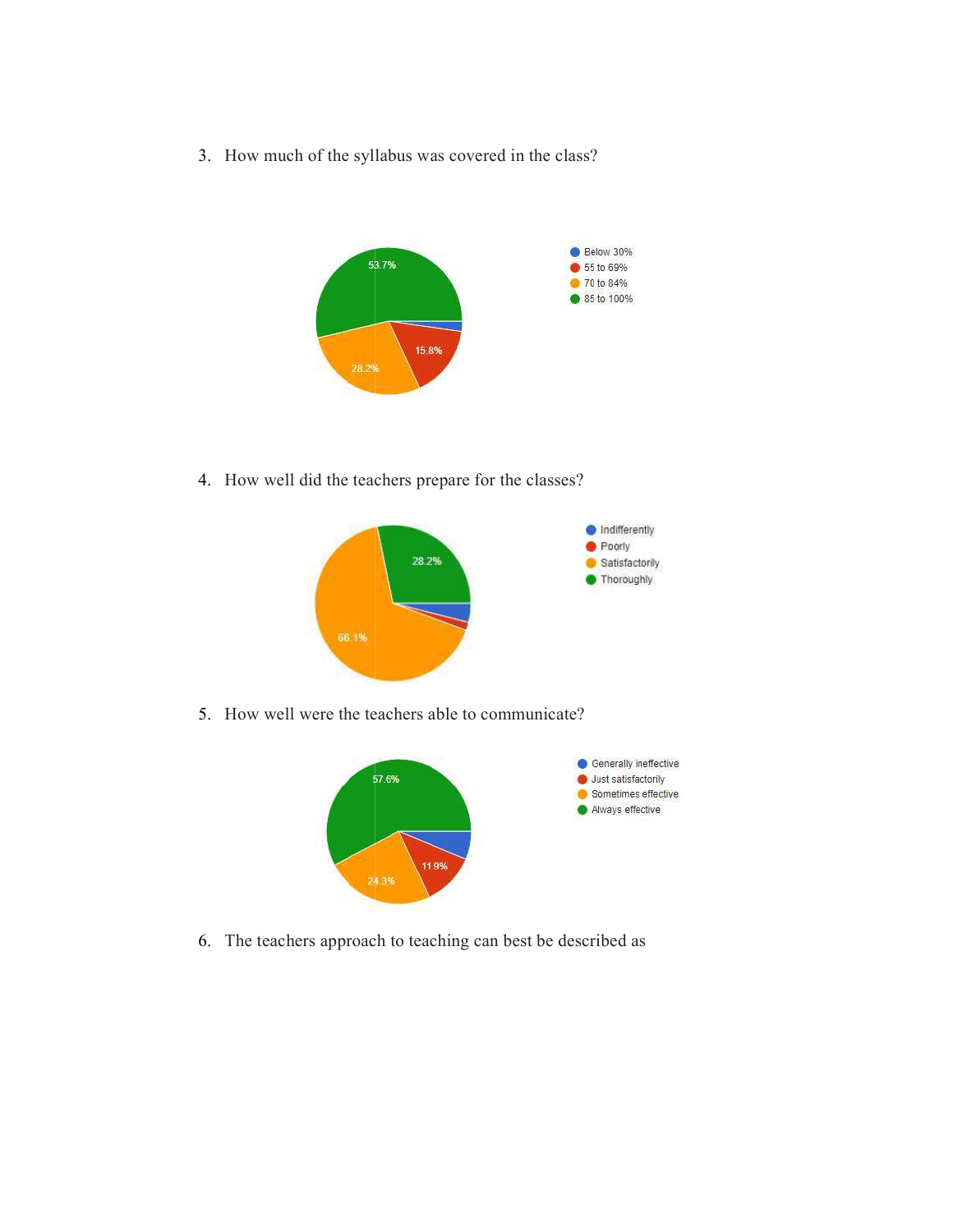3. How much of the syllabus was covered in the class?

- Below 30%
- 55 to 69%
- 70 to 84%
- 85 to 100%

53.7%

15.8%

28.2%

4. How well did the teachers prepare for the classes?

- Indifferently
- Poorly
- Satisfactorily
- Thoroughly

28.2%

66.1%

5. How well were the teachers able to communicate?

- Generally ineffective
- Just satisfactorily
- Sometimes effective
- Always effective

57.6%

11.9%

24.3%

6. The teachers approach to teaching can best be described as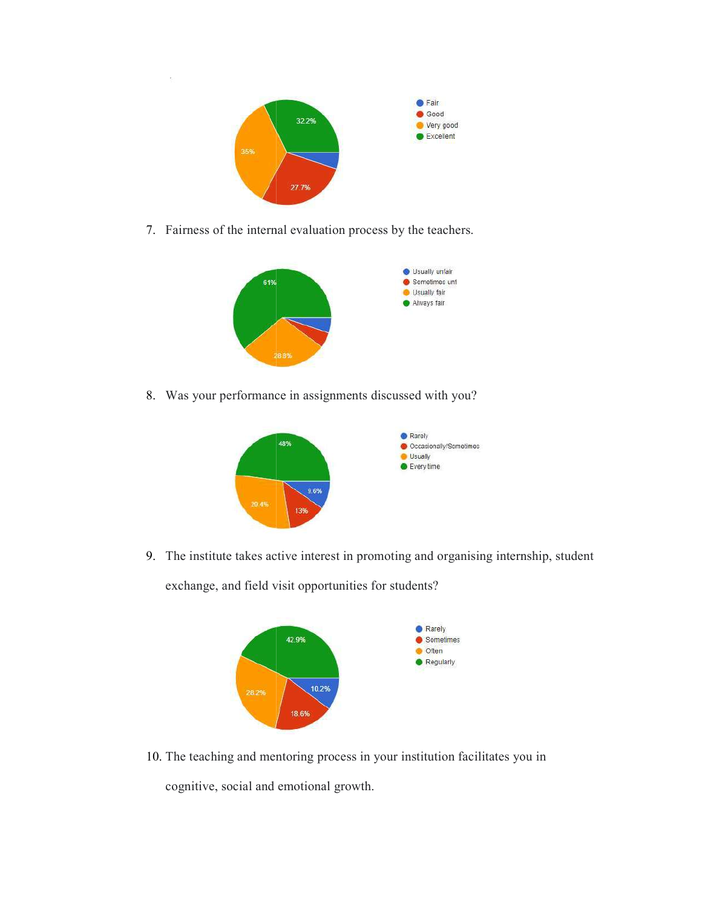7. Fairness of the internal evaluation process by the teachers.

8. Was your performance in assignments discussed with you?

9. The institute takes active interest in promoting and organising internship, student exchange, and field visit opportunities for students?

10. The teaching and mentoring process in your institution facilitates you in cognitive, social and emotional growth.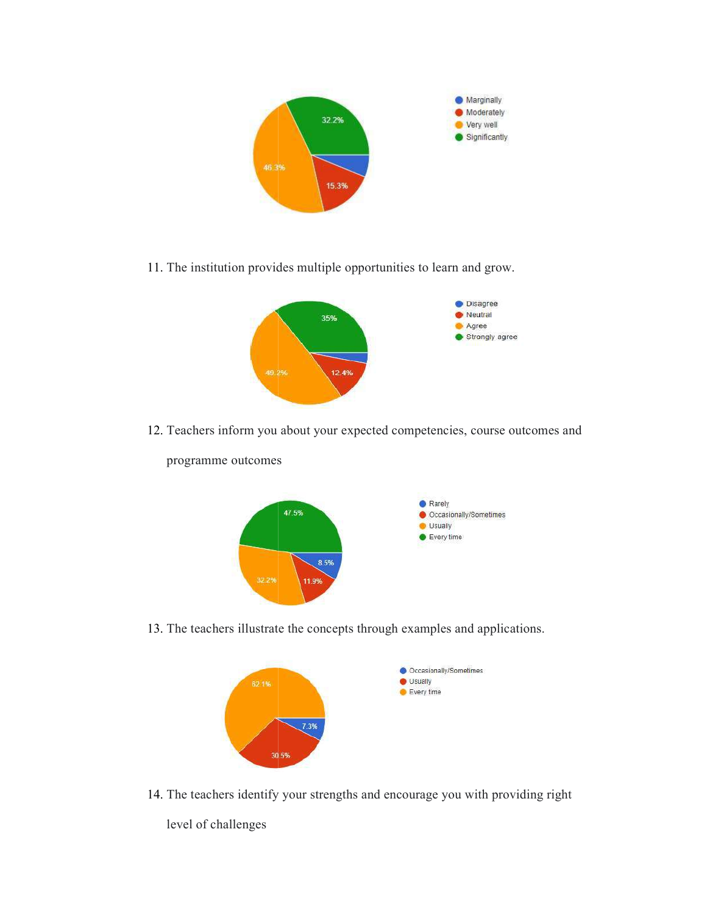- Marginally
- Moderately
- Very well
- Significantly

32.2%

46.3%

15.3%

11. The institution provides multiple opportunities to learn and grow.

- Disagree
- Neutral
- Agree
- Strongly agree

35%

49.2%

12.4%

12. Teachers inform you about your expected competencies, course outcomes and programme outcomes

- Rarely
- Occasionally/Sometimes
- Usually
- Every time

47.5%

8.5%

32.2%

11.9%

13. The teachers illustrate the concepts through examples and applications.

- Occasionally/Sometimes
- Usually
- Every time

62.1%

7.3%

30.5%

14. The teachers identify your strengths and encourage you with providing right level of challenges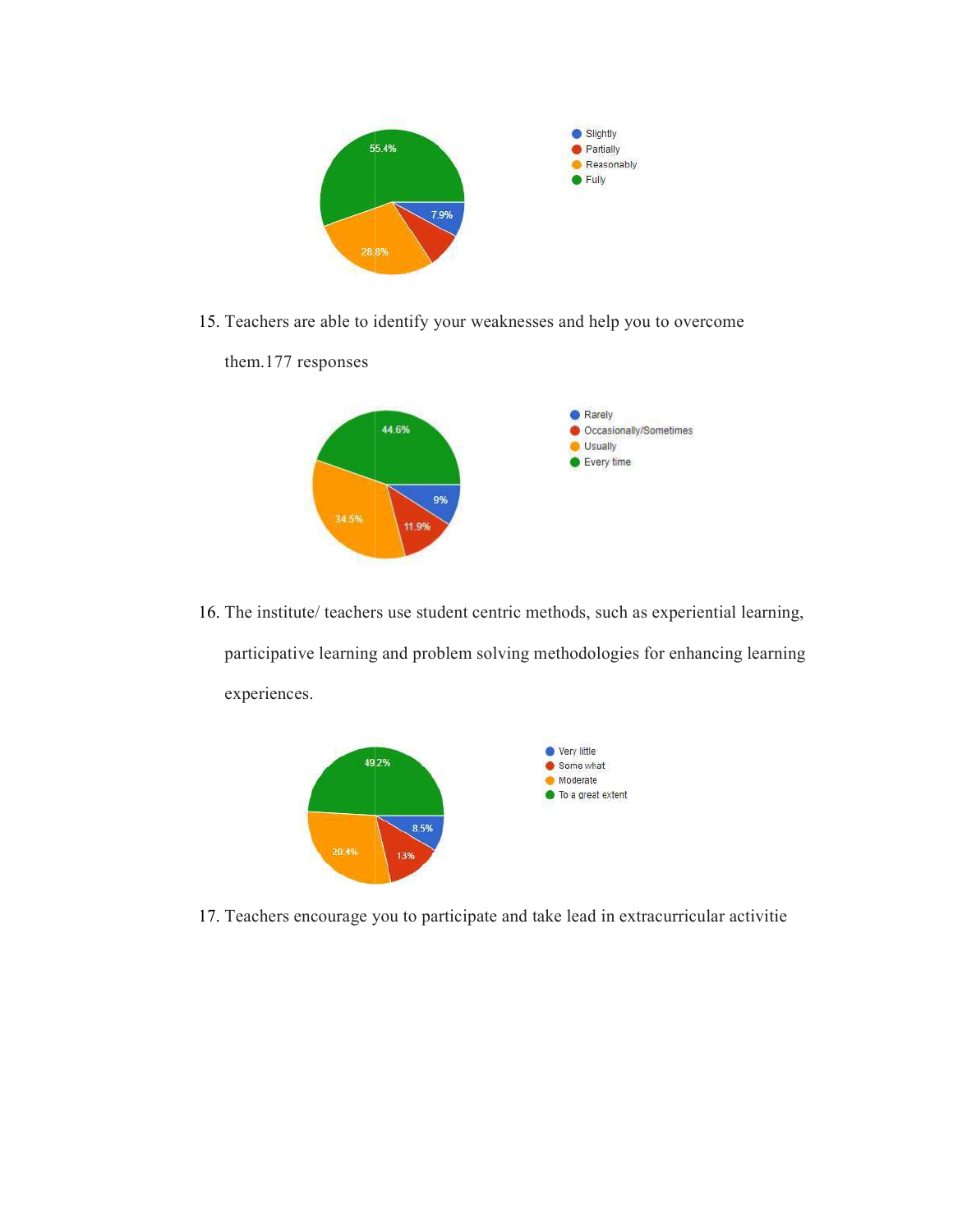15. Teachers are able to identify your weaknesses and help you to overcome them.177 responses

16. The institute/ teachers use student centric methods, such as experiential learning, participative learning and problem solving methodologies for enhancing learning experiences.

17. Teachers encourage you to participate and take lead in extracurricular activitie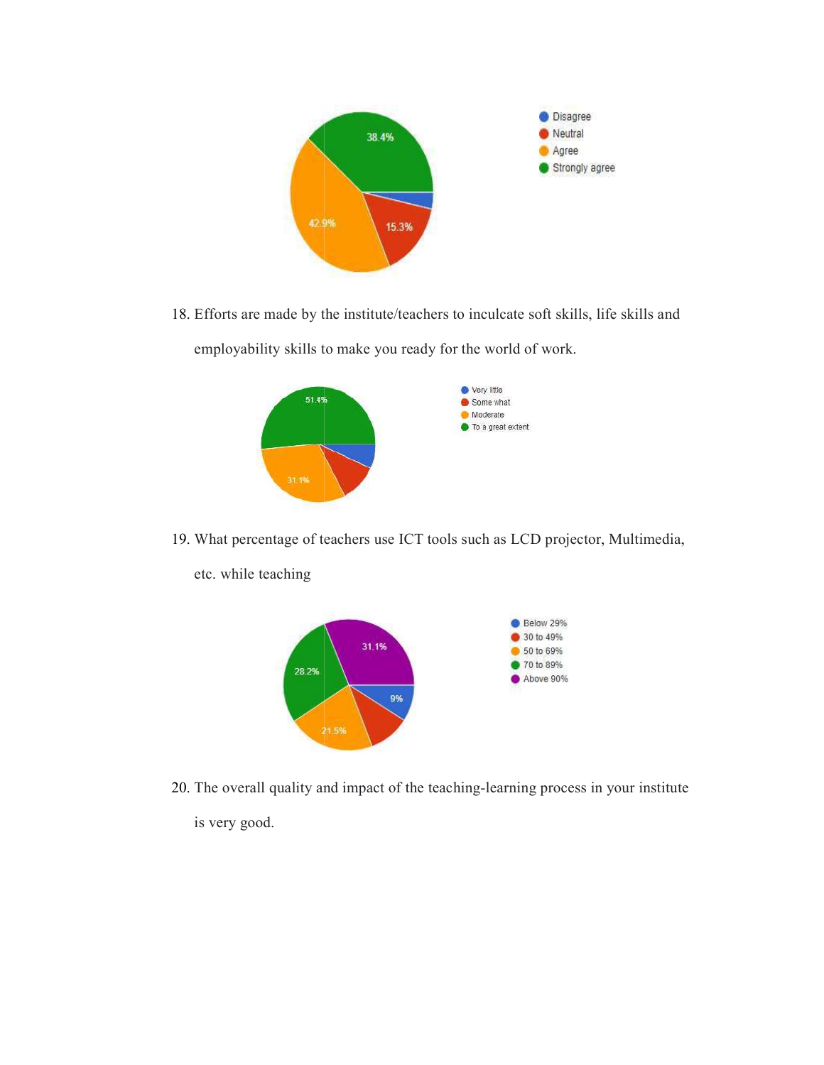18. Efforts are made by the institute/teachers to inculcate soft skills, life skills and employability skills to make you ready for the world of work.

19. What percentage of teachers use ICT tools such as LCD projector, Multimedia, etc. while teaching

20. The overall quality and impact of the teaching-learning process in your institute is very good.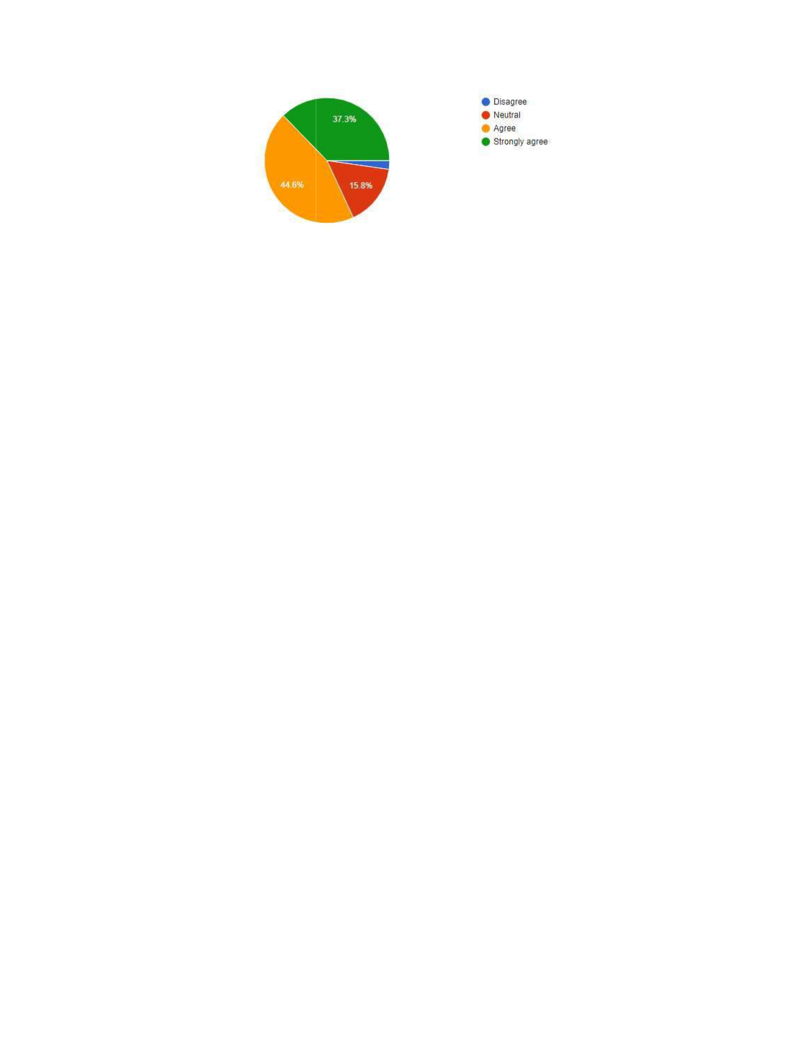37.3%

44.6%

15.8%

Disagree

Neutral

Agree

Strongly agree